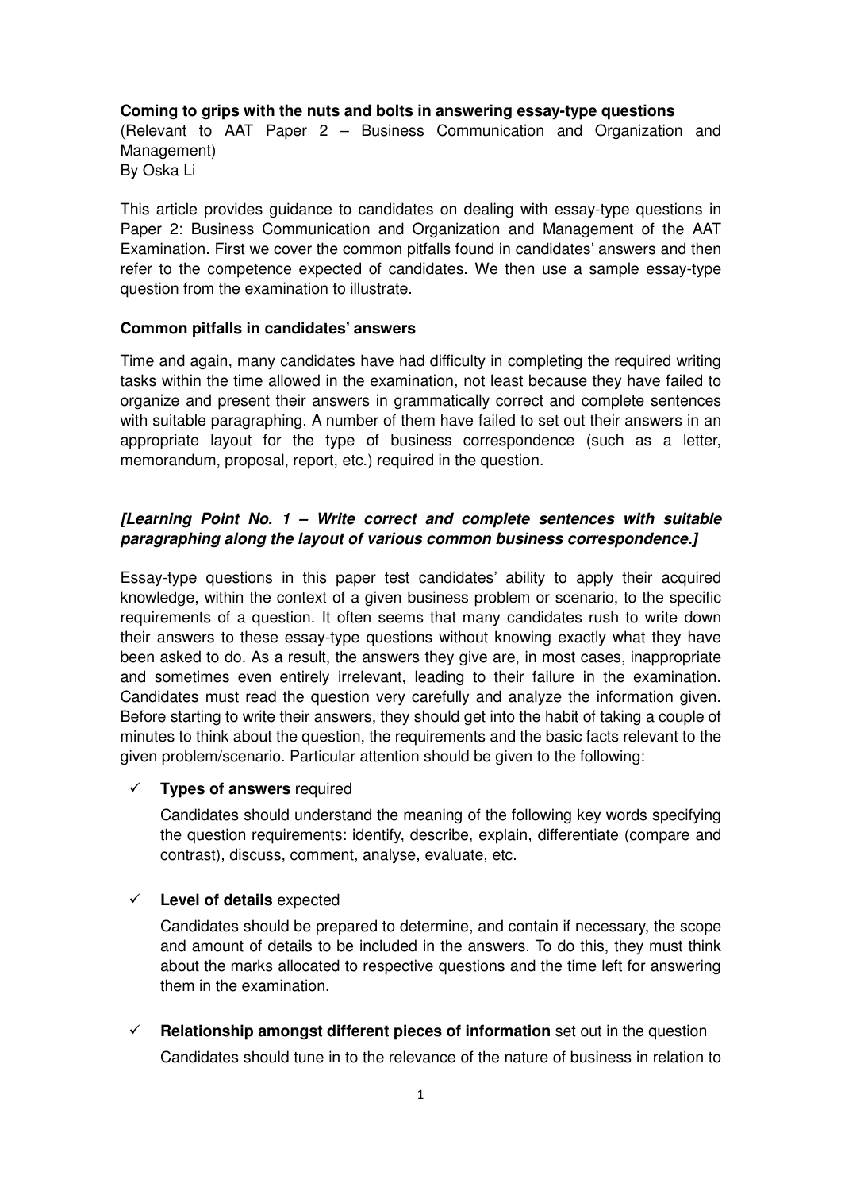**Coming to grips with the nuts and bolts in answering essay-type questions**
(Relevant to AAT Paper 2 – Business Communication and Organization and Management)
By Oska Li

This article provides guidance to candidates on dealing with essay-type questions in Paper 2: Business Communication and Organization and Management of the AAT Examination. First we cover the common pitfalls found in candidates' answers and then refer to the competence expected of candidates. We then use a sample essay-type question from the examination to illustrate.

## Common pitfalls in candidates' answers

Time and again, many candidates have had difficulty in completing the required writing tasks within the time allowed in the examination, not least because they have failed to organize and present their answers in grammatically correct and complete sentences with suitable paragraphing. A number of them have failed to set out their answers in an appropriate layout for the type of business correspondence (such as a letter, memorandum, proposal, report, etc.) required in the question.

***[Learning Point No. 1 – Write correct and complete sentences with suitable paragraphing along the layout of various common business correspondence.]***

Essay-type questions in this paper test candidates' ability to apply their acquired knowledge, within the context of a given business problem or scenario, to the specific requirements of a question. It often seems that many candidates rush to write down their answers to these essay-type questions without knowing exactly what they have been asked to do. As a result, the answers they give are, in most cases, inappropriate and sometimes even entirely irrelevant, leading to their failure in the examination. Candidates must read the question very carefully and analyze the information given. Before starting to write their answers, they should get into the habit of taking a couple of minutes to think about the question, the requirements and the basic facts relevant to the given problem/scenario. Particular attention should be given to the following:

- ✓ **Types of answers** required

  Candidates should understand the meaning of the following key words specifying the question requirements: identify, describe, explain, differentiate (compare and contrast), discuss, comment, analyse, evaluate, etc.

- ✓ **Level of details** expected

  Candidates should be prepared to determine, and contain if necessary, the scope and amount of details to be included in the answers. To do this, they must think about the marks allocated to respective questions and the time left for answering them in the examination.

- ✓ **Relationship amongst different pieces of information** set out in the question

  Candidates should tune in to the relevance of the nature of business in relation to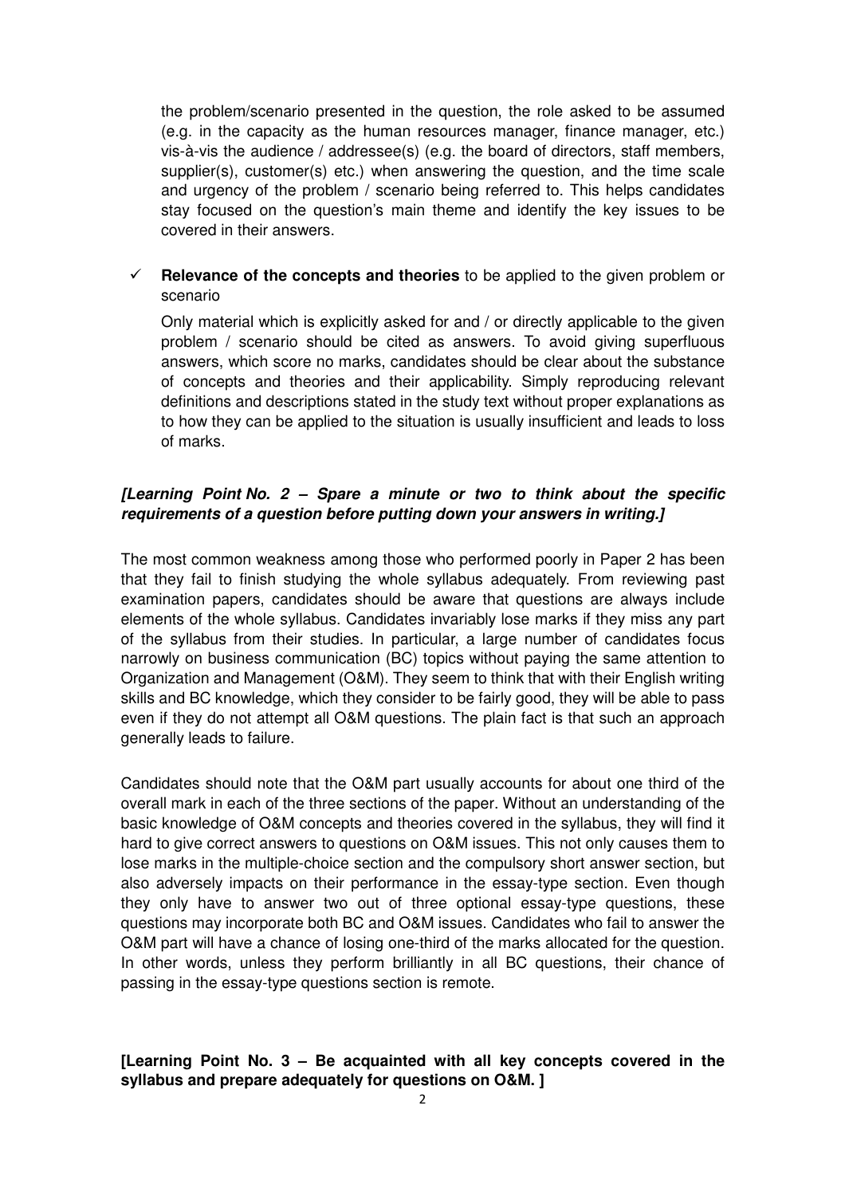the problem/scenario presented in the question, the role asked to be assumed (e.g. in the capacity as the human resources manager, finance manager, etc.) vis-à-vis the audience / addressee(s) (e.g. the board of directors, staff members, supplier(s), customer(s) etc.) when answering the question, and the time scale and urgency of the problem / scenario being referred to. This helps candidates stay focused on the question's main theme and identify the key issues to be covered in their answers.

- ✓ **Relevance of the concepts and theories** to be applied to the given problem or scenario

  Only material which is explicitly asked for and / or directly applicable to the given problem / scenario should be cited as answers. To avoid giving superfluous answers, which score no marks, candidates should be clear about the substance of concepts and theories and their applicability. Simply reproducing relevant definitions and descriptions stated in the study text without proper explanations as to how they can be applied to the situation is usually insufficient and leads to loss of marks.

***[Learning Point No. 2 – Spare a minute or two to think about the specific requirements of a question before putting down your answers in writing.]***

The most common weakness among those who performed poorly in Paper 2 has been that they fail to finish studying the whole syllabus adequately. From reviewing past examination papers, candidates should be aware that questions are always include elements of the whole syllabus. Candidates invariably lose marks if they miss any part of the syllabus from their studies. In particular, a large number of candidates focus narrowly on business communication (BC) topics without paying the same attention to Organization and Management (O&M). They seem to think that with their English writing skills and BC knowledge, which they consider to be fairly good, they will be able to pass even if they do not attempt all O&M questions. The plain fact is that such an approach generally leads to failure.

Candidates should note that the O&M part usually accounts for about one third of the overall mark in each of the three sections of the paper. Without an understanding of the basic knowledge of O&M concepts and theories covered in the syllabus, they will find it hard to give correct answers to questions on O&M issues. This not only causes them to lose marks in the multiple-choice section and the compulsory short answer section, but also adversely impacts on their performance in the essay-type section. Even though they only have to answer two out of three optional essay-type questions, these questions may incorporate both BC and O&M issues. Candidates who fail to answer the O&M part will have a chance of losing one-third of the marks allocated for the question. In other words, unless they perform brilliantly in all BC questions, their chance of passing in the essay-type questions section is remote.

**[Learning Point No. 3 – Be acquainted with all key concepts covered in the syllabus and prepare adequately for questions on O&M. ]**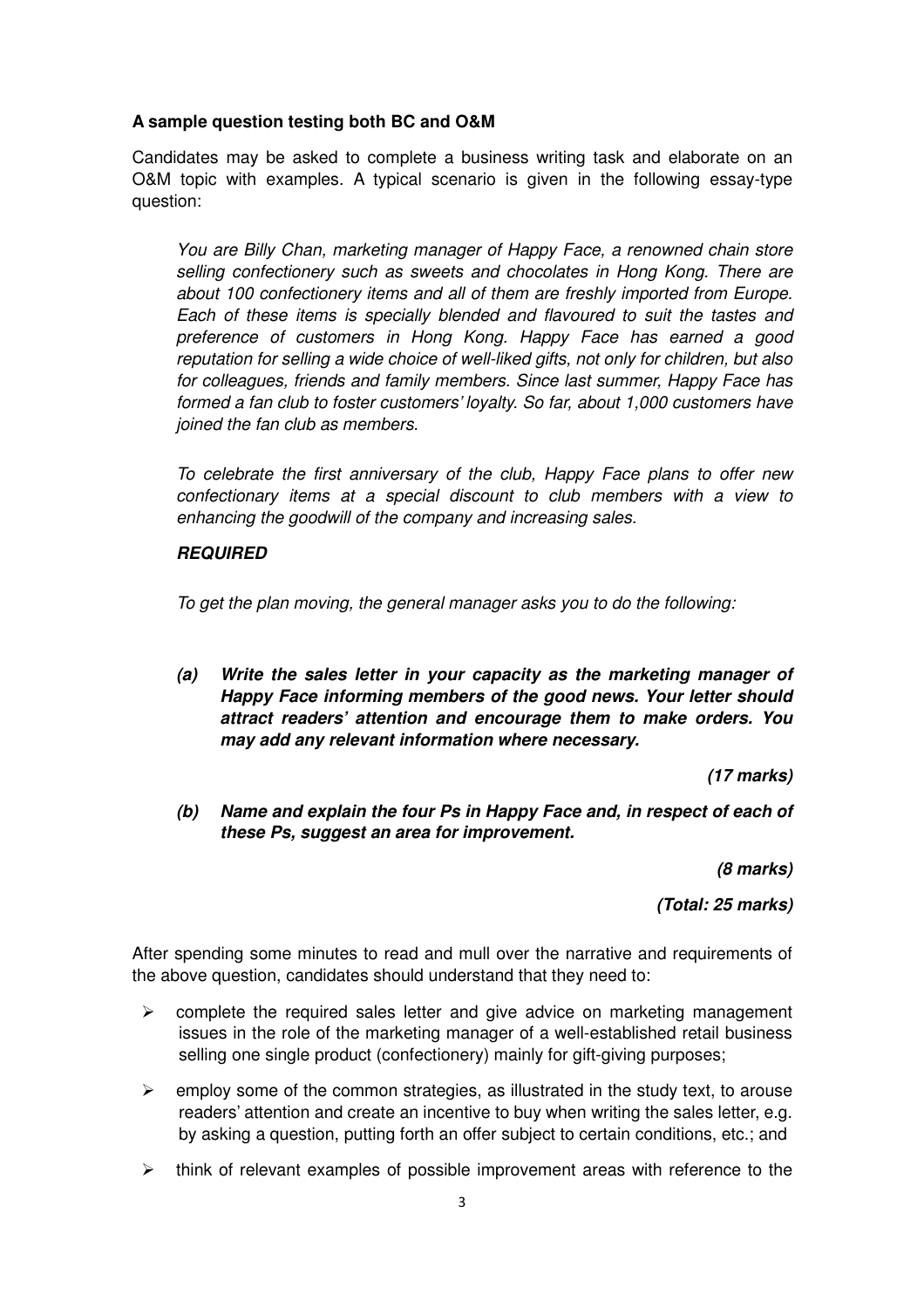**A sample question testing both BC and O&M**

Candidates may be asked to complete a business writing task and elaborate on an O&M topic with examples. A typical scenario is given in the following essay-type question:

> *You are Billy Chan, marketing manager of Happy Face, a renowned chain store selling confectionery such as sweets and chocolates in Hong Kong. There are about 100 confectionery items and all of them are freshly imported from Europe. Each of these items is specially blended and flavoured to suit the tastes and preference of customers in Hong Kong. Happy Face has earned a good reputation for selling a wide choice of well-liked gifts, not only for children, but also for colleagues, friends and family members. Since last summer, Happy Face has formed a fan club to foster customers' loyalty. So far, about 1,000 customers have joined the fan club as members.*
>
> *To celebrate the first anniversary of the club, Happy Face plans to offer new confectionary items at a special discount to club members with a view to enhancing the goodwill of the company and increasing sales.*
>
> ***REQUIRED***
>
> *To get the plan moving, the general manager asks you to do the following:*
>
> ***(a) Write the sales letter in your capacity as the marketing manager of Happy Face informing members of the good news. Your letter should attract readers' attention and encourage them to make orders. You may add any relevant information where necessary.***
>
> ***(17 marks)***
>
> ***(b) Name and explain the four Ps in Happy Face and, in respect of each of these Ps, suggest an area for improvement.***
>
> ***(8 marks)***
>
> ***(Total: 25 marks)***

After spending some minutes to read and mull over the narrative and requirements of the above question, candidates should understand that they need to:

- complete the required sales letter and give advice on marketing management issues in the role of the marketing manager of a well-established retail business selling one single product (confectionery) mainly for gift-giving purposes;
- employ some of the common strategies, as illustrated in the study text, to arouse readers' attention and create an incentive to buy when writing the sales letter, e.g. by asking a question, putting forth an offer subject to certain conditions, etc.; and
- think of relevant examples of possible improvement areas with reference to the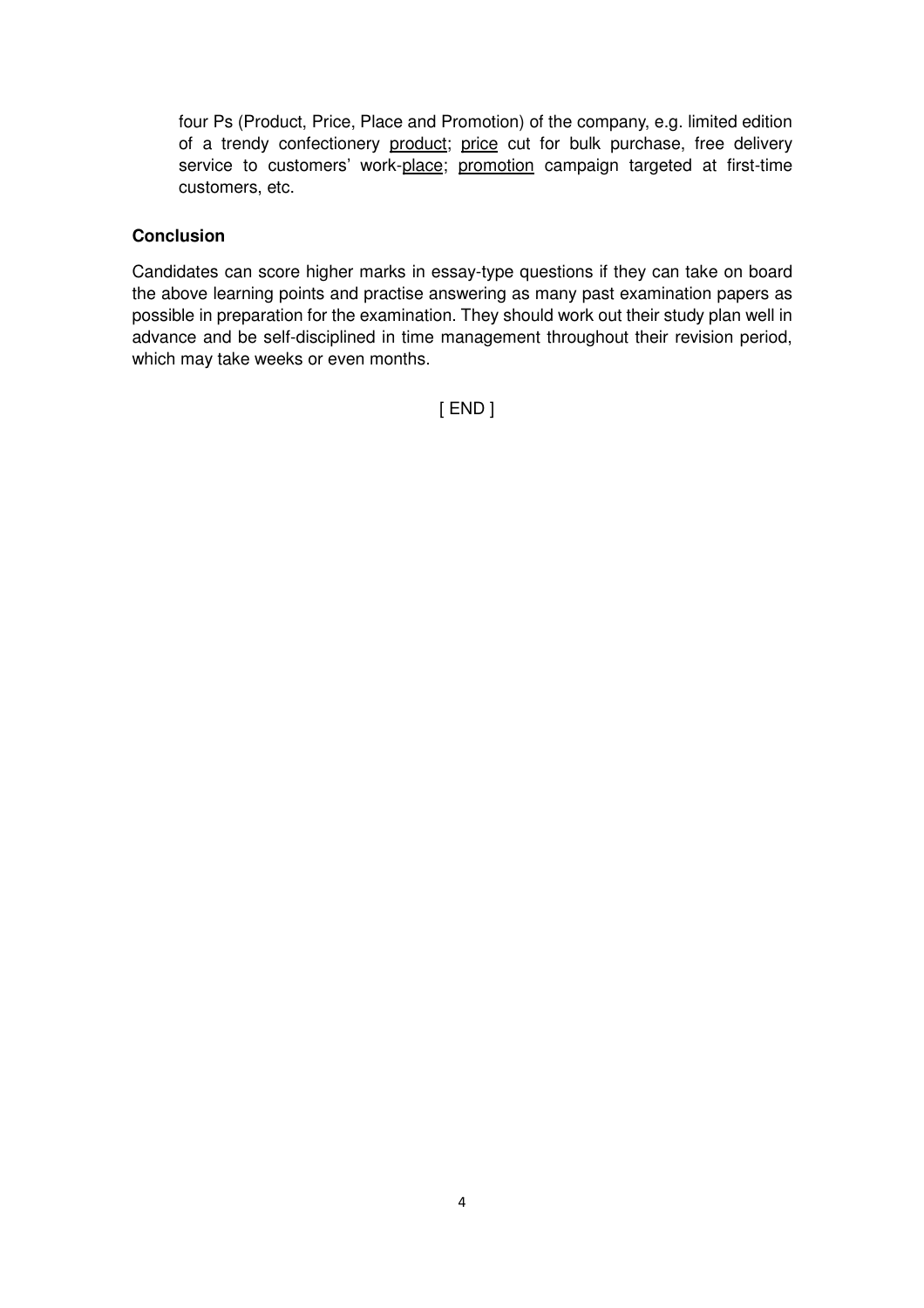four Ps (Product, Price, Place and Promotion) of the company, e.g. limited edition of a trendy confectionery <u>product</u>; <u>price</u> cut for bulk purchase, free delivery service to customers' work-<u>place</u>; <u>promotion</u> campaign targeted at first-time customers, etc.

**Conclusion**

Candidates can score higher marks in essay-type questions if they can take on board the above learning points and practise answering as many past examination papers as possible in preparation for the examination. They should work out their study plan well in advance and be self-disciplined in time management throughout their revision period, which may take weeks or even months.

[ END ]